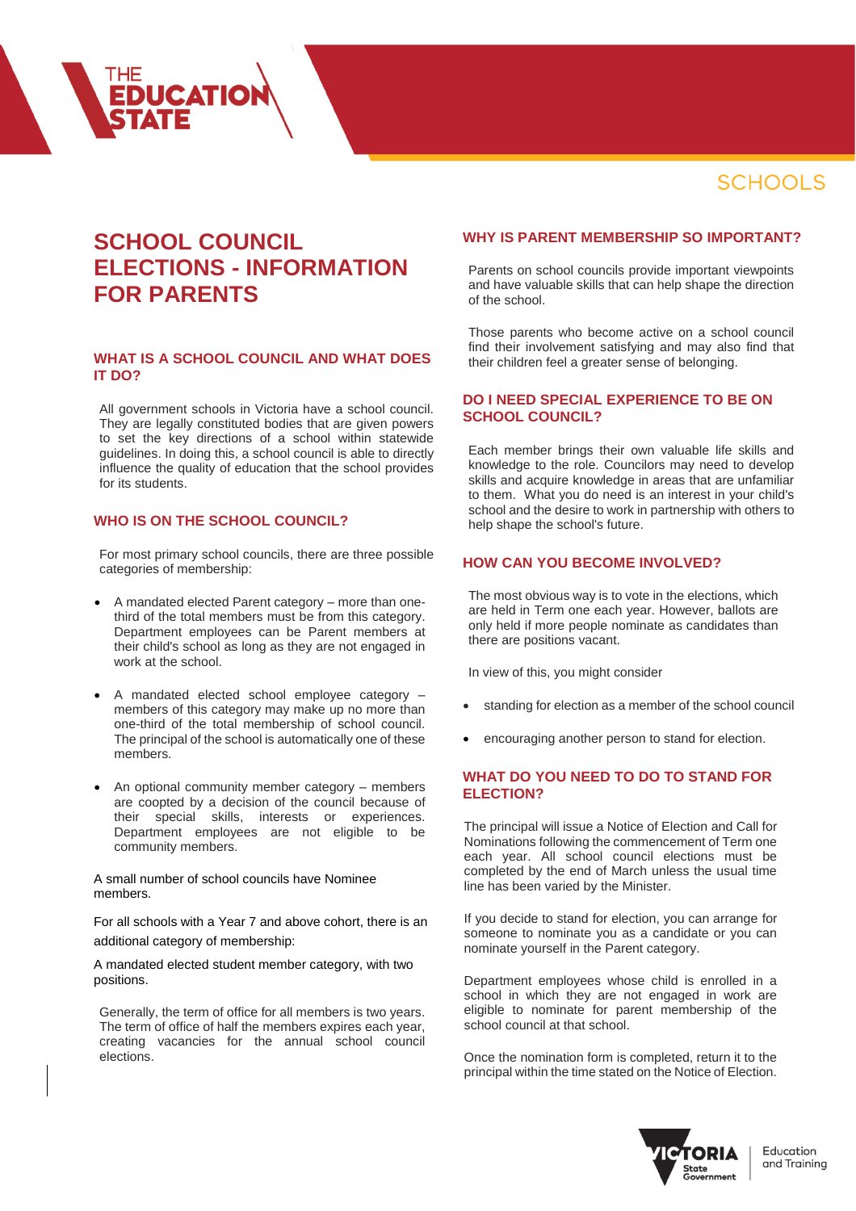# SCHOOL COUNCIL ELECTIONS - INFORMATION FOR PARENTS

## WHAT IS A SCHOOL COUNCIL AND WHAT DOES IT DO?

All government schools in Victoria have a school council. They are legally constituted bodies that are given powers to set the key directions of a school within statewide guidelines. In doing this, a school council is able to directly influence the quality of education that the school provides for its students.

## WHO IS ON THE SCHOOL COUNCIL?

For most primary school councils, there are three possible categories of membership:

- A mandated elected Parent category – more than one-third of the total members must be from this category. Department employees can be Parent members at their child's school as long as they are not engaged in work at the school.
- A mandated elected school employee category – members of this category may make up no more than one-third of the total membership of school council. The principal of the school is automatically one of these members.
- An optional community member category – members are coopted by a decision of the council because of their special skills, interests or experiences. Department employees are not eligible to be community members.

A small number of school councils have Nominee members.

For all schools with a Year 7 and above cohort, there is an additional category of membership:

A mandated elected student member category, with two positions.

Generally, the term of office for all members is two years. The term of office of half the members expires each year, creating vacancies for the annual school council elections.

## WHY IS PARENT MEMBERSHIP SO IMPORTANT?

Parents on school councils provide important viewpoints and have valuable skills that can help shape the direction of the school.

Those parents who become active on a school council find their involvement satisfying and may also find that their children feel a greater sense of belonging.

## DO I NEED SPECIAL EXPERIENCE TO BE ON SCHOOL COUNCIL?

Each member brings their own valuable life skills and knowledge to the role. Councilors may need to develop skills and acquire knowledge in areas that are unfamiliar to them. What you do need is an interest in your child's school and the desire to work in partnership with others to help shape the school's future.

## HOW CAN YOU BECOME INVOLVED?

The most obvious way is to vote in the elections, which are held in Term one each year. However, ballots are only held if more people nominate as candidates than there are positions vacant.

In view of this, you might consider

- standing for election as a member of the school council
- encouraging another person to stand for election.

## WHAT DO YOU NEED TO DO TO STAND FOR ELECTION?

The principal will issue a Notice of Election and Call for Nominations following the commencement of Term one each year. All school council elections must be completed by the end of March unless the usual time line has been varied by the Minister.

If you decide to stand for election, you can arrange for someone to nominate you as a candidate or you can nominate yourself in the Parent category.

Department employees whose child is enrolled in a school in which they are not engaged in work are eligible to nominate for parent membership of the school council at that school.

Once the nomination form is completed, return it to the principal within the time stated on the Notice of Election.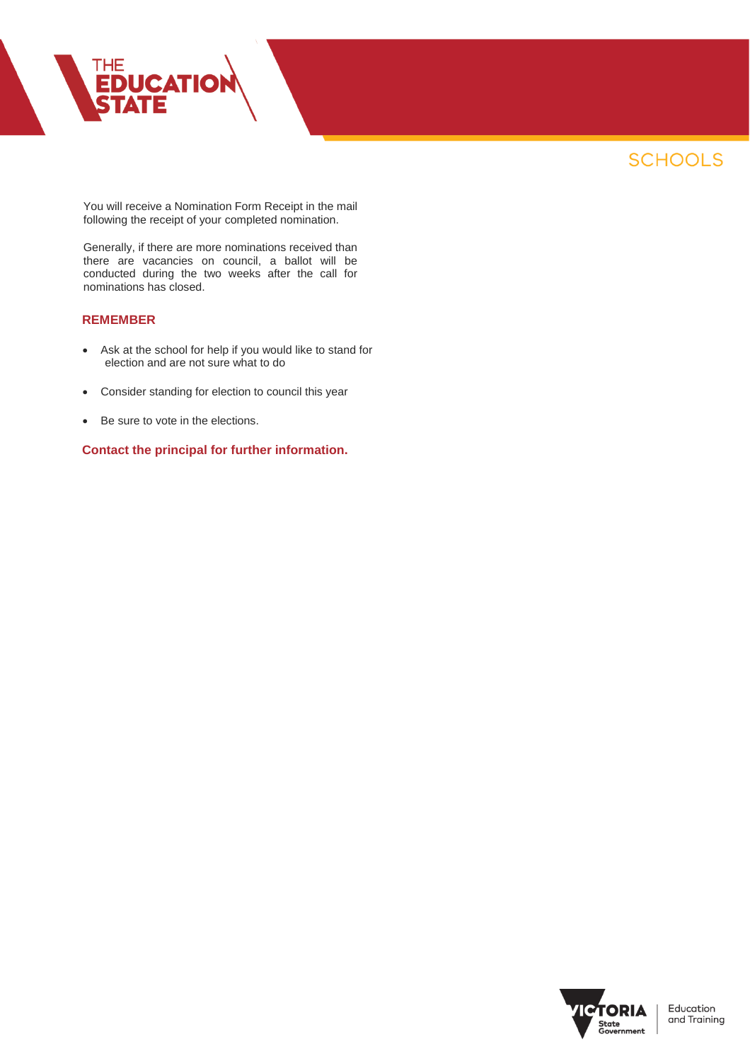You will receive a Nomination Form Receipt in the mail following the receipt of your completed nomination.

Generally, if there are more nominations received than there are vacancies on council, a ballot will be conducted during the two weeks after the call for nominations has closed.

## REMEMBER

- Ask at the school for help if you would like to stand for election and are not sure what to do
- Consider standing for election to council this year
- Be sure to vote in the elections.

**Contact the principal for further information.**